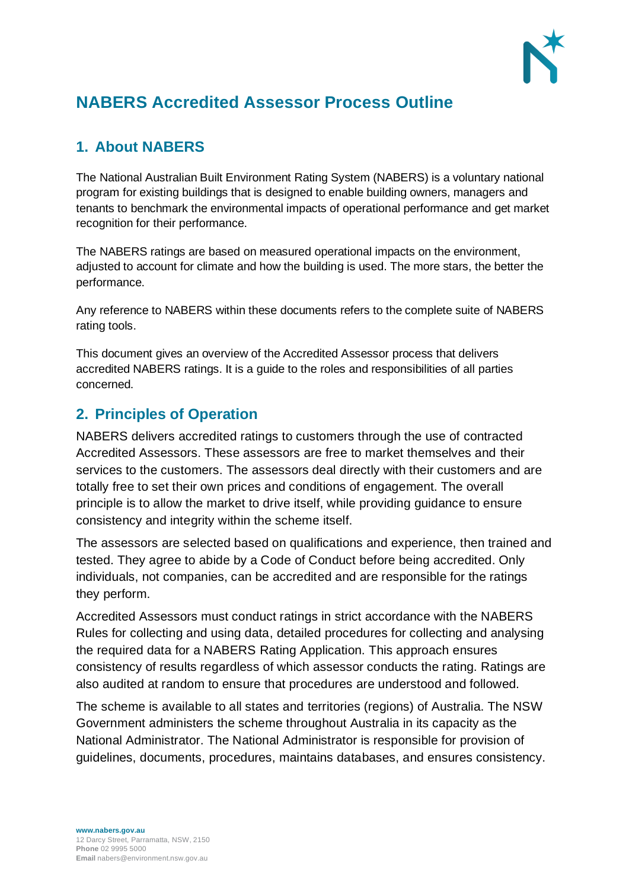# NABERS Accredited Assessor Process Outline

## 1. About NABERS

The National Australian Built Environment Rating System (NABERS) is a voluntary national program for existing buildings that is designed to enable building owners, managers and tenants to benchmark the environmental impacts of operational performance and get market recognition for their performance.

The NABERS ratings are based on measured operational impacts on the environment, adjusted to account for climate and how the building is used. The more stars, the better the performance.

Any reference to NABERS within these documents refers to the complete suite of NABERS rating tools.

This document gives an overview of the Accredited Assessor process that delivers accredited NABERS ratings. It is a guide to the roles and responsibilities of all parties concerned.

## 2. Principles of Operation

NABERS delivers accredited ratings to customers through the use of contracted Accredited Assessors. These assessors are free to market themselves and their services to the customers. The assessors deal directly with their customers and are totally free to set their own prices and conditions of engagement. The overall principle is to allow the market to drive itself, while providing guidance to ensure consistency and integrity within the scheme itself.

The assessors are selected based on qualifications and experience, then trained and tested. They agree to abide by a Code of Conduct before being accredited. Only individuals, not companies, can be accredited and are responsible for the ratings they perform.

Accredited Assessors must conduct ratings in strict accordance with the NABERS Rules for collecting and using data, detailed procedures for collecting and analysing the required data for a NABERS Rating Application. This approach ensures consistency of results regardless of which assessor conducts the rating. Ratings are also audited at random to ensure that procedures are understood and followed.

The scheme is available to all states and territories (regions) of Australia. The NSW Government administers the scheme throughout Australia in its capacity as the National Administrator. The National Administrator is responsible for provision of guidelines, documents, procedures, maintains databases, and ensures consistency.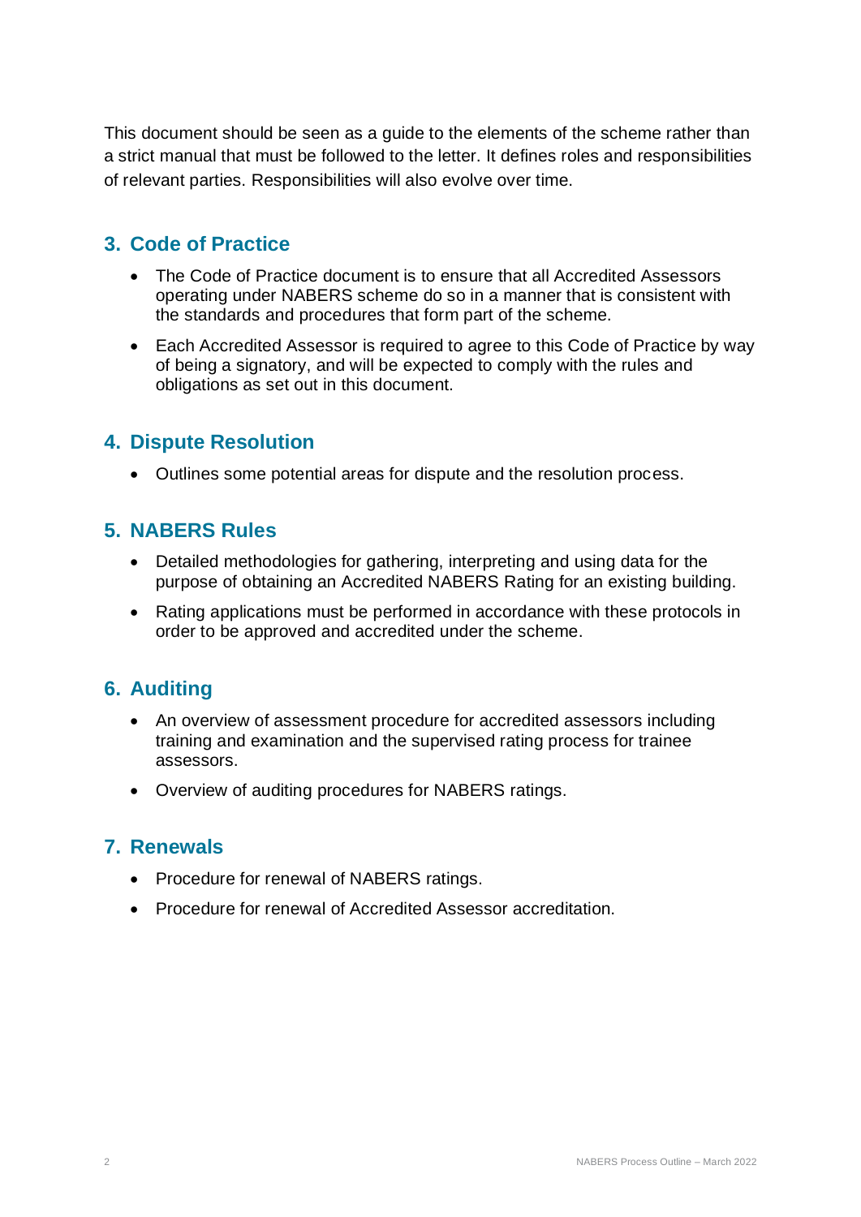This document should be seen as a guide to the elements of the scheme rather than a strict manual that must be followed to the letter. It defines roles and responsibilities of relevant parties. Responsibilities will also evolve over time.

## 3. Code of Practice

- The Code of Practice document is to ensure that all Accredited Assessors operating under NABERS scheme do so in a manner that is consistent with the standards and procedures that form part of the scheme.
- Each Accredited Assessor is required to agree to this Code of Practice by way of being a signatory, and will be expected to comply with the rules and obligations as set out in this document.

## 4. Dispute Resolution

- Outlines some potential areas for dispute and the resolution process.

## 5. NABERS Rules

- Detailed methodologies for gathering, interpreting and using data for the purpose of obtaining an Accredited NABERS Rating for an existing building.
- Rating applications must be performed in accordance with these protocols in order to be approved and accredited under the scheme.

## 6. Auditing

- An overview of assessment procedure for accredited assessors including training and examination and the supervised rating process for trainee assessors.
- Overview of auditing procedures for NABERS ratings.

## 7. Renewals

- Procedure for renewal of NABERS ratings.
- Procedure for renewal of Accredited Assessor accreditation.